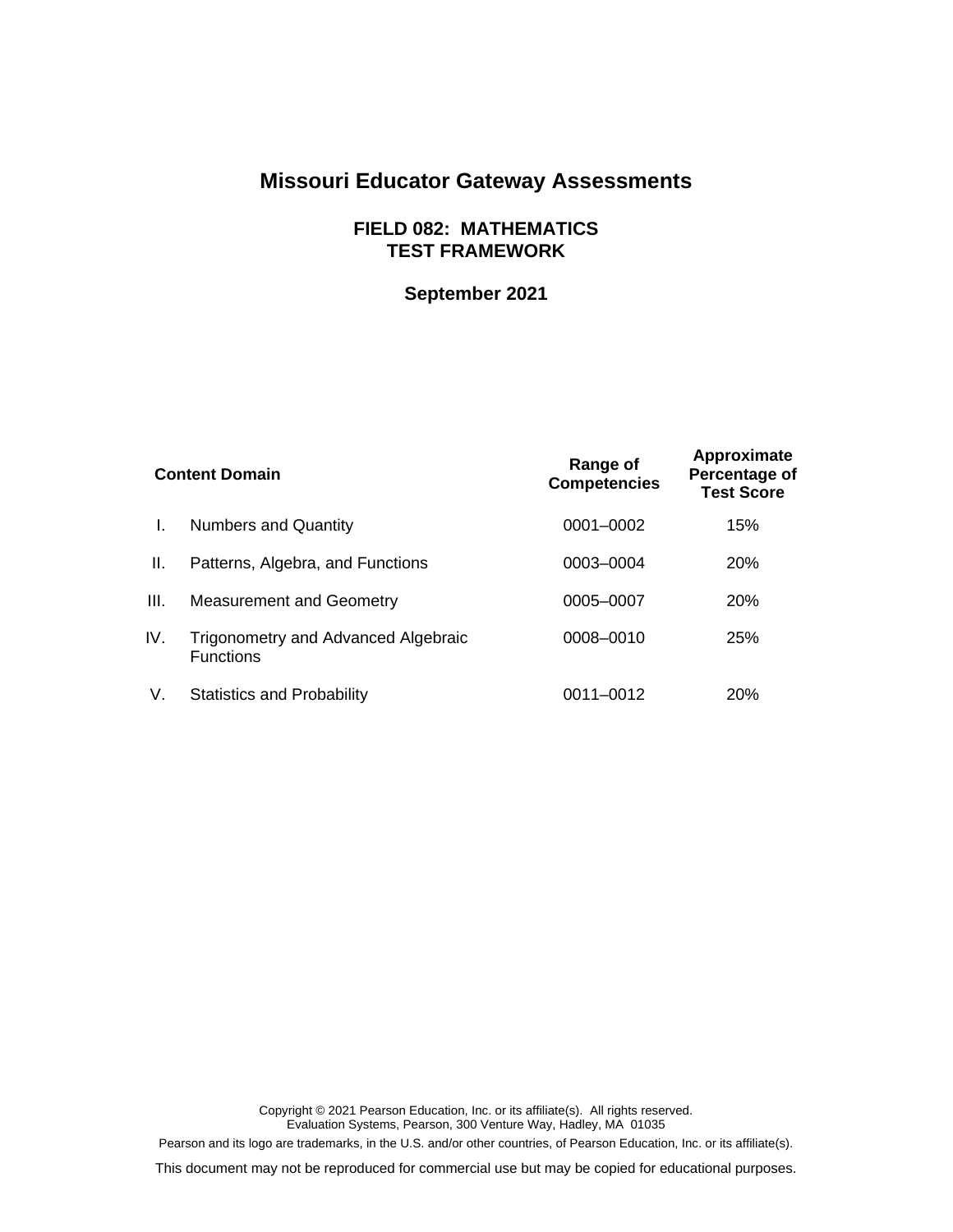# Missouri Educator Gateway Assessments

## FIELD 082: MATHEMATICS
## TEST FRAMEWORK

**September 2021**

| | Content Domain | Range of Competencies | Approximate Percentage of Test Score |
|---|---|---|---|
| I. | Numbers and Quantity | 0001–0002 | 15% |
| II. | Patterns, Algebra, and Functions | 0003–0004 | 20% |
| III. | Measurement and Geometry | 0005–0007 | 20% |
| IV. | Trigonometry and Advanced Algebraic Functions | 0008–0010 | 25% |
| V. | Statistics and Probability | 0011–0012 | 20% |

Copyright © 2021 Pearson Education, Inc. or its affiliate(s). All rights reserved.
Evaluation Systems, Pearson, 300 Venture Way, Hadley, MA 01035

Pearson and its logo are trademarks, in the U.S. and/or other countries, of Pearson Education, Inc. or its affiliate(s).

This document may not be reproduced for commercial use but may be copied for educational purposes.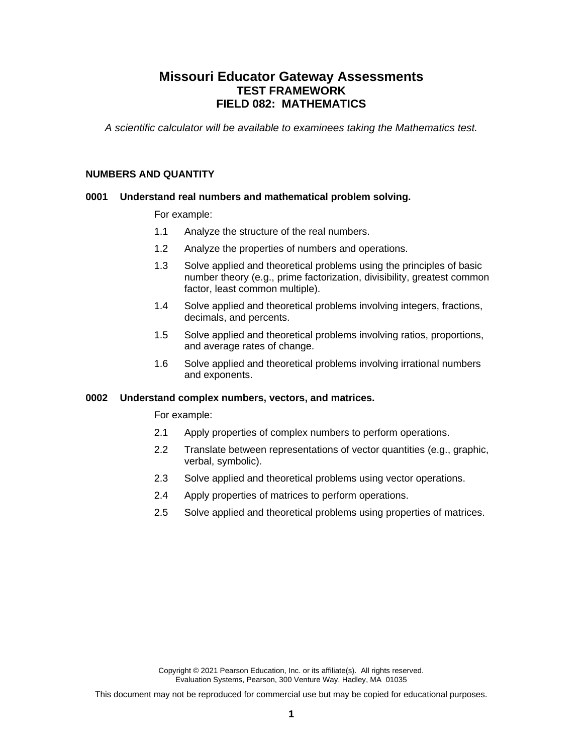# Missouri Educator Gateway Assessments
## TEST FRAMEWORK
## FIELD 082: MATHEMATICS

*A scientific calculator will be available to examinees taking the Mathematics test.*

### NUMBERS AND QUANTITY

**0001 Understand real numbers and mathematical problem solving.**

For example:

1.1 Analyze the structure of the real numbers.

1.2 Analyze the properties of numbers and operations.

1.3 Solve applied and theoretical problems using the principles of basic number theory (e.g., prime factorization, divisibility, greatest common factor, least common multiple).

1.4 Solve applied and theoretical problems involving integers, fractions, decimals, and percents.

1.5 Solve applied and theoretical problems involving ratios, proportions, and average rates of change.

1.6 Solve applied and theoretical problems involving irrational numbers and exponents.

**0002 Understand complex numbers, vectors, and matrices.**

For example:

2.1 Apply properties of complex numbers to perform operations.

2.2 Translate between representations of vector quantities (e.g., graphic, verbal, symbolic).

2.3 Solve applied and theoretical problems using vector operations.

2.4 Apply properties of matrices to perform operations.

2.5 Solve applied and theoretical problems using properties of matrices.

Copyright © 2021 Pearson Education, Inc. or its affiliate(s). All rights reserved.
Evaluation Systems, Pearson, 300 Venture Way, Hadley, MA 01035

This document may not be reproduced for commercial use but may be copied for educational purposes.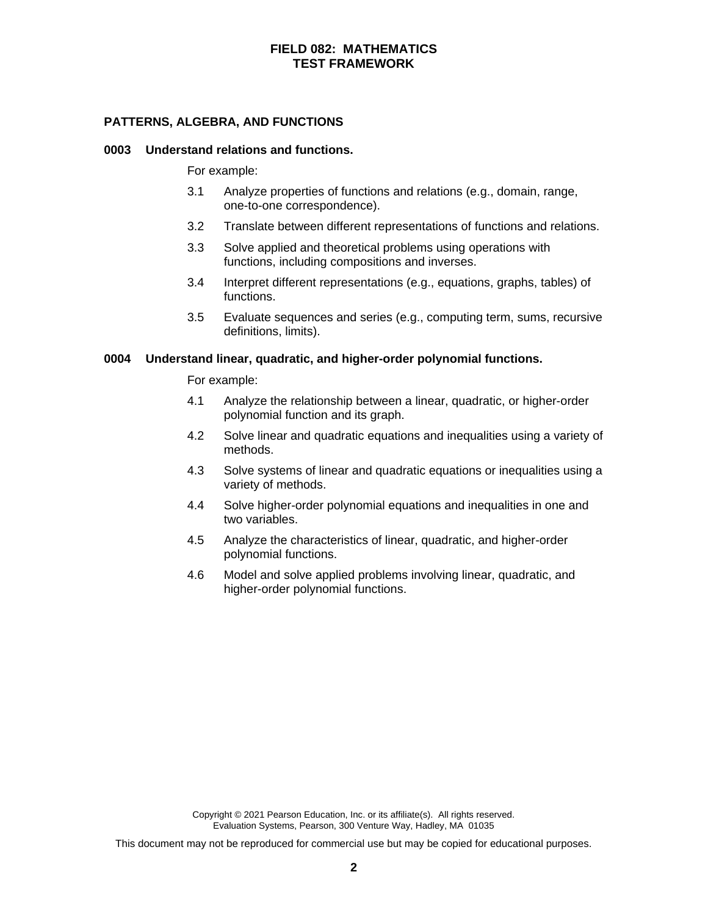## PATTERNS, ALGEBRA, AND FUNCTIONS

### 0003 Understand relations and functions.

For example:

- 3.1 Analyze properties of functions and relations (e.g., domain, range, one-to-one correspondence).
- 3.2 Translate between different representations of functions and relations.
- 3.3 Solve applied and theoretical problems using operations with functions, including compositions and inverses.
- 3.4 Interpret different representations (e.g., equations, graphs, tables) of functions.
- 3.5 Evaluate sequences and series (e.g., computing term, sums, recursive definitions, limits).

### 0004 Understand linear, quadratic, and higher-order polynomial functions.

For example:

- 4.1 Analyze the relationship between a linear, quadratic, or higher-order polynomial function and its graph.
- 4.2 Solve linear and quadratic equations and inequalities using a variety of methods.
- 4.3 Solve systems of linear and quadratic equations or inequalities using a variety of methods.
- 4.4 Solve higher-order polynomial equations and inequalities in one and two variables.
- 4.5 Analyze the characteristics of linear, quadratic, and higher-order polynomial functions.
- 4.6 Model and solve applied problems involving linear, quadratic, and higher-order polynomial functions.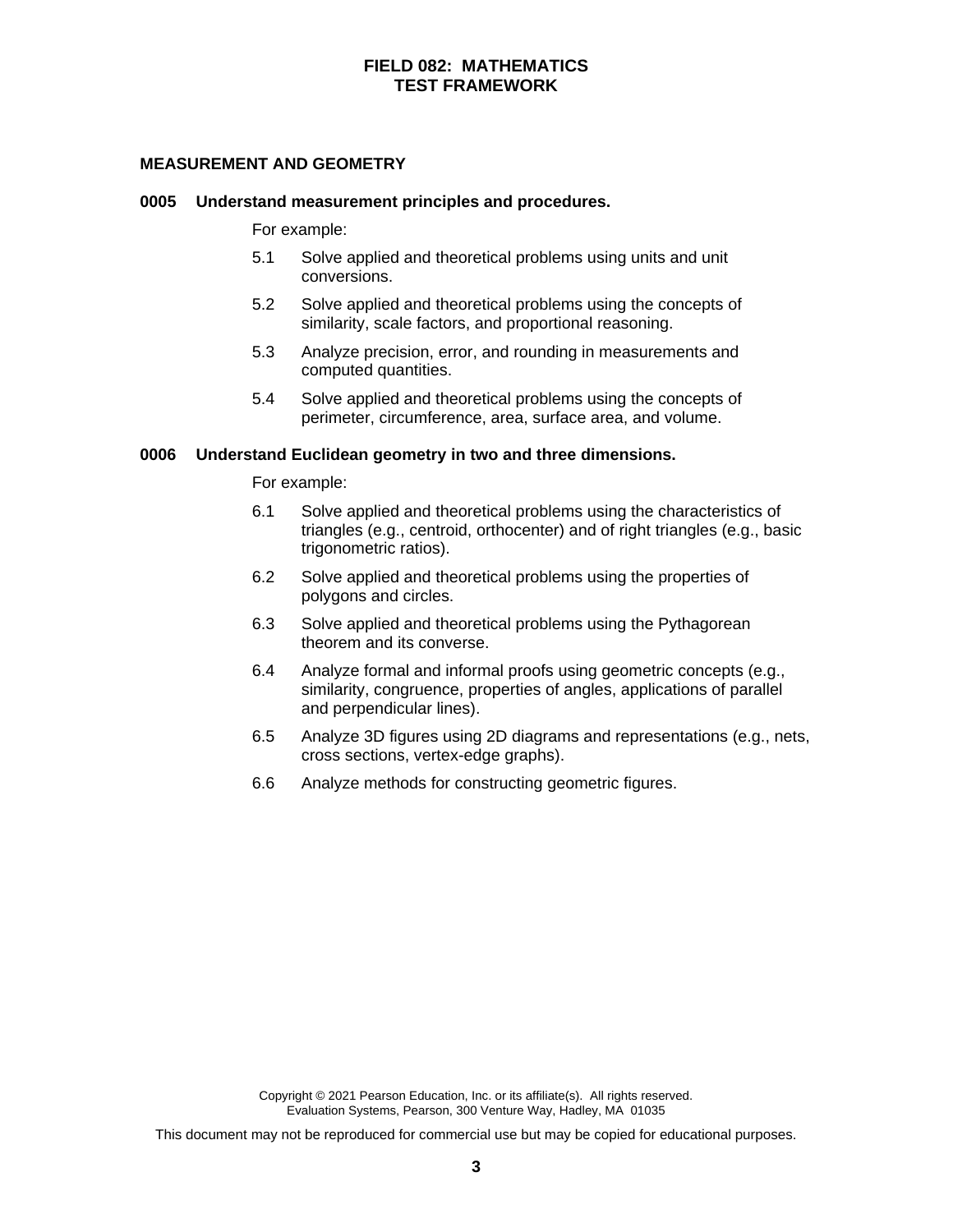## MEASUREMENT AND GEOMETRY

### 0005 Understand measurement principles and procedures.

For example:

5.1 Solve applied and theoretical problems using units and unit conversions.

5.2 Solve applied and theoretical problems using the concepts of similarity, scale factors, and proportional reasoning.

5.3 Analyze precision, error, and rounding in measurements and computed quantities.

5.4 Solve applied and theoretical problems using the concepts of perimeter, circumference, area, surface area, and volume.

### 0006 Understand Euclidean geometry in two and three dimensions.

For example:

6.1 Solve applied and theoretical problems using the characteristics of triangles (e.g., centroid, orthocenter) and of right triangles (e.g., basic trigonometric ratios).

6.2 Solve applied and theoretical problems using the properties of polygons and circles.

6.3 Solve applied and theoretical problems using the Pythagorean theorem and its converse.

6.4 Analyze formal and informal proofs using geometric concepts (e.g., similarity, congruence, properties of angles, applications of parallel and perpendicular lines).

6.5 Analyze 3D figures using 2D diagrams and representations (e.g., nets, cross sections, vertex-edge graphs).

6.6 Analyze methods for constructing geometric figures.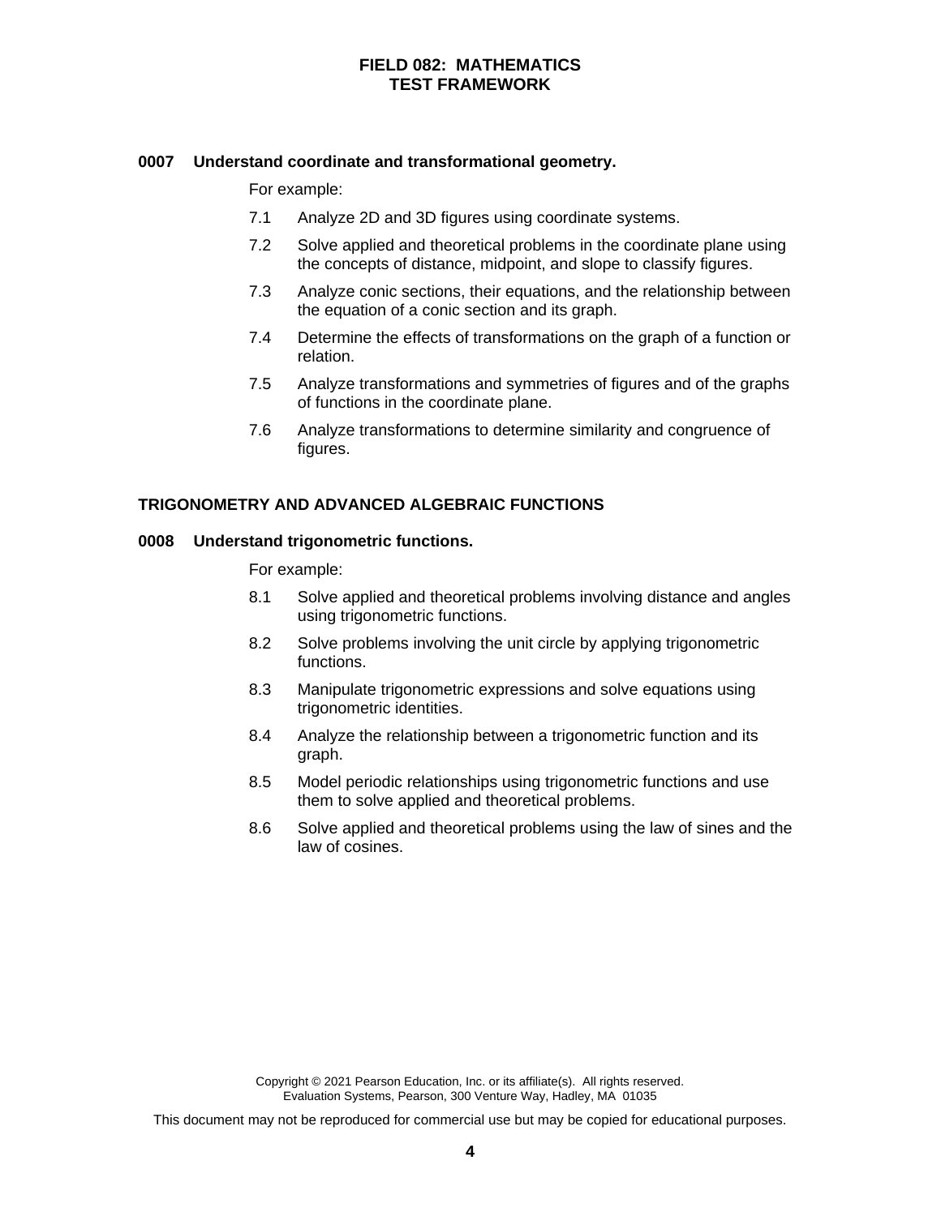**0007 Understand coordinate and transformational geometry.**

For example:

7.1 Analyze 2D and 3D figures using coordinate systems.

7.2 Solve applied and theoretical problems in the coordinate plane using the concepts of distance, midpoint, and slope to classify figures.

7.3 Analyze conic sections, their equations, and the relationship between the equation of a conic section and its graph.

7.4 Determine the effects of transformations on the graph of a function or relation.

7.5 Analyze transformations and symmetries of figures and of the graphs of functions in the coordinate plane.

7.6 Analyze transformations to determine similarity and congruence of figures.

## TRIGONOMETRY AND ADVANCED ALGEBRAIC FUNCTIONS

**0008 Understand trigonometric functions.**

For example:

8.1 Solve applied and theoretical problems involving distance and angles using trigonometric functions.

8.2 Solve problems involving the unit circle by applying trigonometric functions.

8.3 Manipulate trigonometric expressions and solve equations using trigonometric identities.

8.4 Analyze the relationship between a trigonometric function and its graph.

8.5 Model periodic relationships using trigonometric functions and use them to solve applied and theoretical problems.

8.6 Solve applied and theoretical problems using the law of sines and the law of cosines.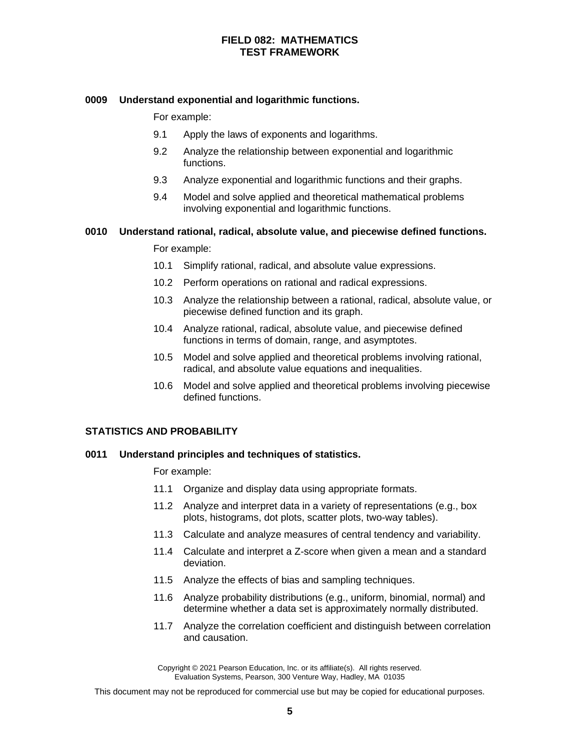## 0009 Understand exponential and logarithmic functions.

For example:

- 9.1 Apply the laws of exponents and logarithms.
- 9.2 Analyze the relationship between exponential and logarithmic functions.
- 9.3 Analyze exponential and logarithmic functions and their graphs.
- 9.4 Model and solve applied and theoretical mathematical problems involving exponential and logarithmic functions.

## 0010 Understand rational, radical, absolute value, and piecewise defined functions.

For example:

- 10.1 Simplify rational, radical, and absolute value expressions.
- 10.2 Perform operations on rational and radical expressions.
- 10.3 Analyze the relationship between a rational, radical, absolute value, or piecewise defined function and its graph.
- 10.4 Analyze rational, radical, absolute value, and piecewise defined functions in terms of domain, range, and asymptotes.
- 10.5 Model and solve applied and theoretical problems involving rational, radical, and absolute value equations and inequalities.
- 10.6 Model and solve applied and theoretical problems involving piecewise defined functions.

# STATISTICS AND PROBABILITY

## 0011 Understand principles and techniques of statistics.

For example:

- 11.1 Organize and display data using appropriate formats.
- 11.2 Analyze and interpret data in a variety of representations (e.g., box plots, histograms, dot plots, scatter plots, two-way tables).
- 11.3 Calculate and analyze measures of central tendency and variability.
- 11.4 Calculate and interpret a Z-score when given a mean and a standard deviation.
- 11.5 Analyze the effects of bias and sampling techniques.
- 11.6 Analyze probability distributions (e.g., uniform, binomial, normal) and determine whether a data set is approximately normally distributed.
- 11.7 Analyze the correlation coefficient and distinguish between correlation and causation.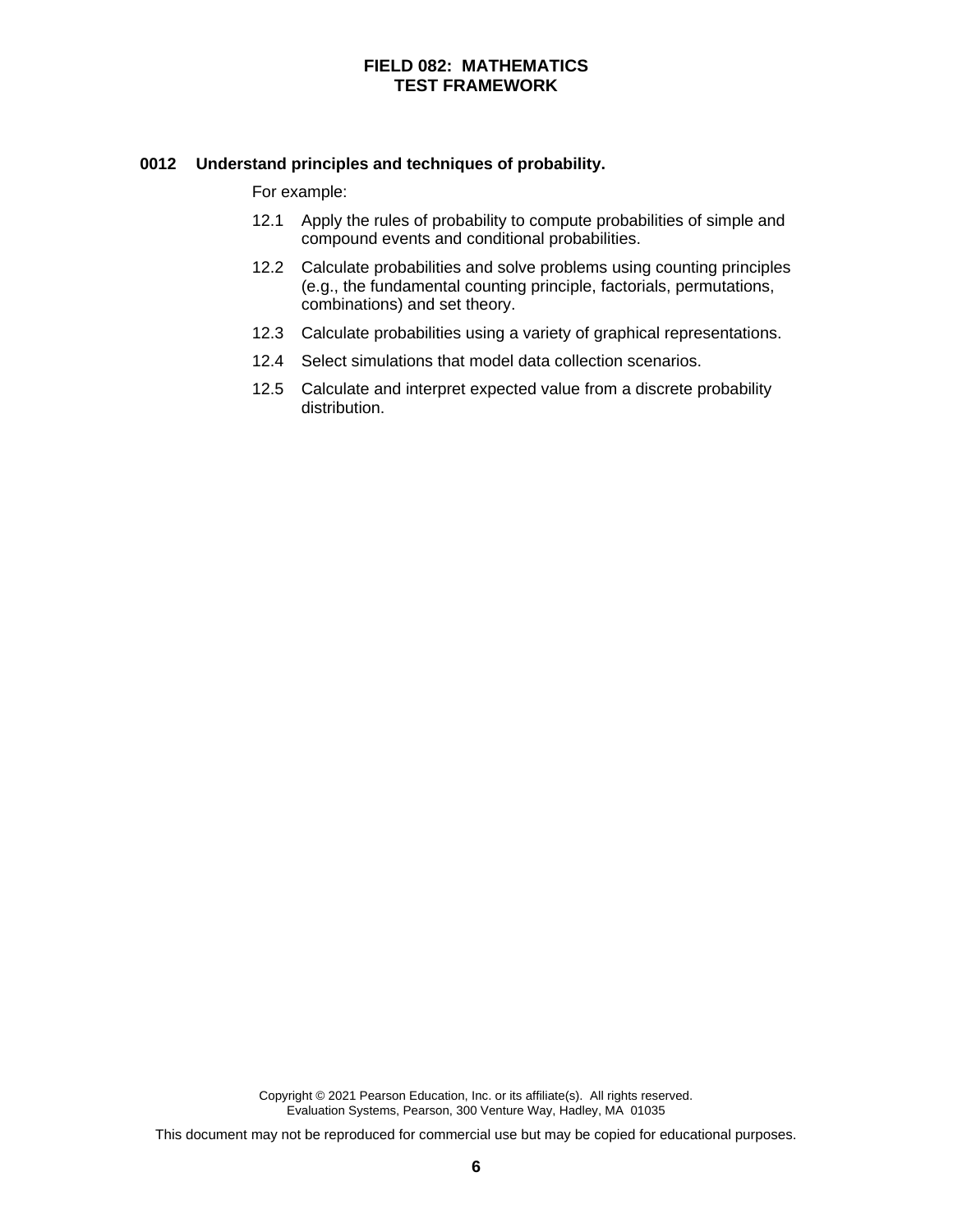**0012 Understand principles and techniques of probability.**

For example:

12.1 Apply the rules of probability to compute probabilities of simple and compound events and conditional probabilities.

12.2 Calculate probabilities and solve problems using counting principles (e.g., the fundamental counting principle, factorials, permutations, combinations) and set theory.

12.3 Calculate probabilities using a variety of graphical representations.

12.4 Select simulations that model data collection scenarios.

12.5 Calculate and interpret expected value from a discrete probability distribution.